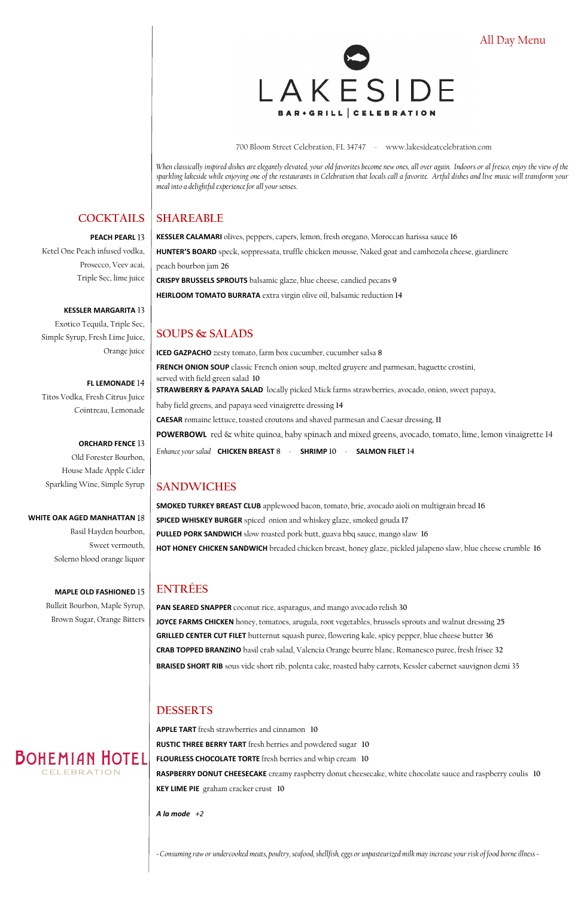All Day Menu

# LAKESIDE

BAR • GRILL | CELEBRATION

700 Bloom Street Celebration, FL 34747 - www.lakesideatcelebration.com

*When classically inspired dishes are elegantly elevated, your old favorites become new ones, all over again. Indoors or al fresco, enjoy the view of the sparkling lakeside while enjoying one of the restaurants in Celebration that locals call a favorite. Artful dishes and live music will transform your meal into a delightful experience for all your senses.*

## COCKTAILS

**PEACH PEARL** 13
Ketel One Peach infused vodka, Prosecco, Veev acai, Triple Sec, lime juice

**KESSLER MARGARITA** 13
Exotico Tequila, Triple Sec, Simple Syrup, Fresh Lime Juice, Orange juice

**FL LEMONADE** 14
Titos Vodka, Fresh Citrus Juice Cointreau, Lemonade

**ORCHARD FENCE** 13
Old Forester Bourbon, House Made Apple Cider Sparkling Wine, Simple Syrup

**WHITE OAK AGED MANHATTAN** 18
Basil Hayden bourbon, Sweet vermouth, Solerno blood orange liquor

**MAPLE OLD FASHIONED** 15
Bulleit Bourbon, Maple Syrup, Brown Sugar, Orange Bitters

## SHAREABLE

**KESSLER CALAMARI** olives, peppers, capers, lemon, fresh oregano, Moroccan harissa sauce 16

**HUNTER'S BOARD** speck, soppressata, truffle chicken mousse, Naked goat and cambozola cheese, giardinere peach bourbon jam 26

**CRISPY BRUSSELS SPROUTS** balsamic glaze, blue cheese, candied pecans 9

**HEIRLOOM TOMATO BURRATA** extra virgin olive oil, balsamic reduction 14

## SOUPS & SALADS

**ICED GAZPACHO** zesty tomato, farm box cucumber, cucumber salsa 8

**FRENCH ONION SOUP** classic French onion soup, melted gruyere and parmesan, baguette crostini, served with field green salad 10

**STRAWBERRY & PAPAYA SALAD** locally picked Mick farms strawberries, avocado, onion, sweet papaya, baby field greens, and papaya seed vinaigrette dressing 14

**CAESAR** romaine lettuce, toasted croutons and shaved parmesan and Caesar dressing, 11

**POWERBOWL** red & white quinoa, baby spinach and mixed greens, avocado, tomato, lime, lemon vinaigrette 14

*Enhance your salad* **CHICKEN BREAST** 8 - **SHRIMP** 10 - **SALMON FILET** 14

## SANDWICHES

**SMOKED TURKEY BREAST CLUB** applewood bacon, tomato, brie, avocado aioli on multigrain bread 16

**SPICED WHISKEY BURGER** spiced onion and whiskey glaze, smoked gouda 17

**PULLED PORK SANDWICH** slow roasted pork butt, guava bbq sauce, mango slaw 16

**HOT HONEY CHICKEN SANDWICH** breaded chicken breast, honey glaze, pickled jalapeno slaw, blue cheese crumble 16

## ENTRÉES

**PAN SEARED SNAPPER** coconut rice, asparagus, and mango avocado relish 30

**JOYCE FARMS CHICKEN** honey, tomatoes, arugula, root vegetables, brussels sprouts and walnut dressing 25

**GRILLED CENTER CUT FILET** butternut squash puree, flowering kale, spicy pepper, blue cheese butter 36

**CRAB TOPPED BRANZINO** basil crab salad, Valencia Orange beurre blanc, Romanesco puree, fresh frisee 32

**BRAISED SHORT RIB** sous vide short rib, polenta cake, roasted baby carrots, Kessler cabernet sauvignon demi 35

## DESSERTS

**APPLE TART** fresh strawberries and cinnamon 10

**RUSTIC THREE BERRY TART** fresh berries and powdered sugar 10

**FLOURLESS CHOCOLATE TORTE** fresh berries and whip cream 10

**RASPBERRY DONUT CHEESECAKE** creamy raspberry donut cheesecake, white chocolate sauce and raspberry coulis 10

**KEY LIME PIE** graham cracker crust 10

***A la mode*** *+2*

BOHEMIAN HOTEL
CELEBRATION

*~ Consuming raw or undercooked meats, poultry, seafood, shellfish, eggs or unpasteurized milk may increase your risk of food borne illness ~*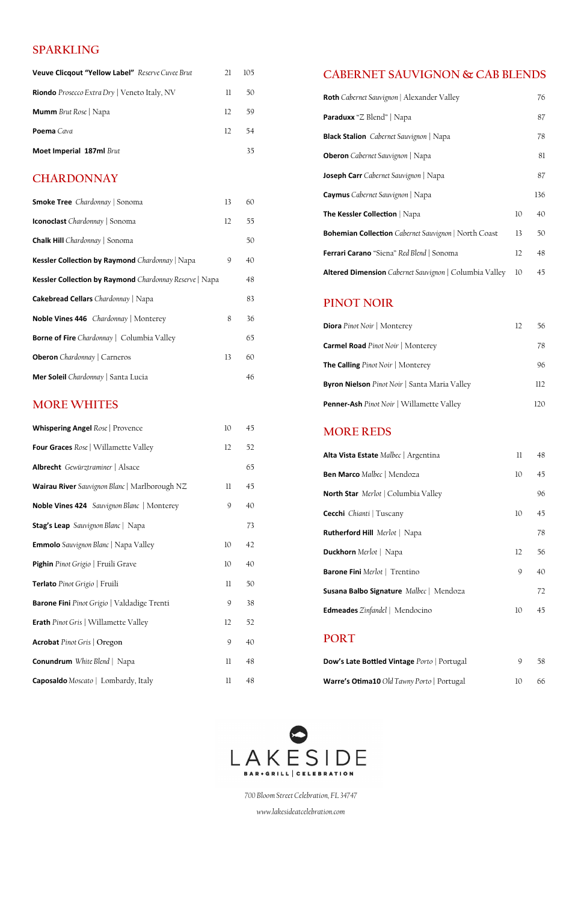## SPARKLING

| | | |
|---|---|---|
| **Veuve Clicqout "Yellow Label"** *Reserve Cuvee Brut* | 21 | 105 |
| **Riondo** *Prosecco Extra Dry* \| Veneto Italy, NV | 11 | 50 |
| **Mumm** *Brut Rose* \| Napa | 12 | 59 |
| **Poema** *Cava* | 12 | 54 |
| **Moet Imperial 187ml** *Brut* | | 35 |

## CHARDONNAY

| | | |
|---|---|---|
| **Smoke Tree** *Chardonnay* \| Sonoma | 13 | 60 |
| **Iconoclast** *Chardonnay* \| Sonoma | 12 | 55 |
| **Chalk Hill** *Chardonnay* \| Sonoma | | 50 |
| **Kessler Collection by Raymond** *Chardonnay* \| Napa | 9 | 40 |
| **Kessler Collection by Raymond** *Chardonnay Reserve* \| Napa | | 48 |
| **Cakebread Cellars** *Chardonnay* \| Napa | | 83 |
| **Noble Vines 446** *Chardonnay* \| Monterey | 8 | 36 |
| **Borne of Fire** *Chardonnay* \| Columbia Valley | | 65 |
| **Oberon** *Chardonnay* \| Carneros | 13 | 60 |
| **Mer Soleil** *Chardonnay* \| Santa Lucia | | 46 |

## MORE WHITES

| | | |
|---|---|---|
| **Whispering Angel** *Rose* \| Provence | 10 | 45 |
| **Four Graces** *Rose* \| Willamette Valley | 12 | 52 |
| **Albrecht** *Gewürztraminer* \| Alsace | | 65 |
| **Wairau River** *Sauvignon Blanc* \| Marlborough NZ | 11 | 45 |
| **Noble Vines 424** *Sauvignon Blanc* \| Monterey | 9 | 40 |
| **Stag's Leap** *Sauvignon Blanc* \| Napa | | 73 |
| **Emmolo** *Sauvignon Blanc* \| Napa Valley | 10 | 42 |
| **Pighin** *Pinot Grigio* \| Fruili Grave | 10 | 40 |
| **Terlato** *Pinot Grigio* \| Fruili | 11 | 50 |
| **Barone Fini** *Pinot Grigio* \| Valdadige Trenti | 9 | 38 |
| **Erath** *Pinot Gris* \| Willamette Valley | 12 | 52 |
| **Acrobat** *Pinot Gris* \| Oregon | 9 | 40 |
| **Conundrum** *White Blend* \| Napa | 11 | 48 |
| **Caposaldo** *Moscato* \| Lombardy, Italy | 11 | 48 |

## CABERNET SAUVIGNON & CAB BLENDS

| | | |
|---|---|---|
| **Roth** *Cabernet Sauvignon* \| Alexander Valley | | 76 |
| **Paraduxx** "Z Blend" \| Napa | | 87 |
| **Black Stalion** *Cabernet Sauvignon* \| Napa | | 78 |
| **Oberon** *Cabernet Sauvignon* \| Napa | | 81 |
| **Joseph Carr** *Cabernet Sauvignon* \| Napa | | 87 |
| **Caymus** *Cabernet Sauvignon* \| Napa | | 136 |
| **The Kessler Collection** \| Napa | 10 | 40 |
| **Bohemian Collection** *Cabernet Sauvignon* \| North Coast | 13 | 50 |
| **Ferrari Carano** "Siena" *Red Blend* \| Sonoma | 12 | 48 |
| **Altered Dimension** *Cabernet Sauvignon* \| Columbia Valley | 10 | 45 |

## PINOT NOIR

| | | |
|---|---|---|
| **Diora** *Pinot Noir* \| Monterey | 12 | 56 |
| **Carmel Road** *Pinot Noir* \| Monterey | | 78 |
| **The Calling** *Pinot Noir* \| Monterey | | 96 |
| **Byron Nielson** *Pinot Noir* \| Santa Maria Valley | | 112 |
| **Penner-Ash** *Pinot Noir* \| Willamette Valley | | 120 |

## MORE REDS

| | | |
|---|---|---|
| **Alta Vista Estate** *Malbec* \| Argentina | 11 | 48 |
| **Ben Marco** *Malbec* \| Mendoza | 10 | 45 |
| **North Star** *Merlot* \| Columbia Valley | | 96 |
| **Cecchi** *Chianti* \| Tuscany | 10 | 45 |
| **Rutherford Hill** *Merlot* \| Napa | | 78 |
| **Duckhorn** *Merlot* \| Napa | 12 | 56 |
| **Barone Fini** *Merlot* \| Trentino | 9 | 40 |
| **Susana Balbo Signature** *Malbec* \| Mendoza | | 72 |
| **Edmeades** *Zinfandel* \| Mendocino | 10 | 45 |

## PORT

| | | |
|---|---|---|
| **Dow's Late Bottled Vintage** *Porto* \| Portugal | 9 | 58 |
| **Warre's Otima10** *Old Tawny Porto* \| Portugal | 10 | 66 |

LAKESIDE

BAR+GRILL | CELEBRATION

*700 Bloom Street Celebration, FL 34747*

*www.lakesideatcelebration.com*